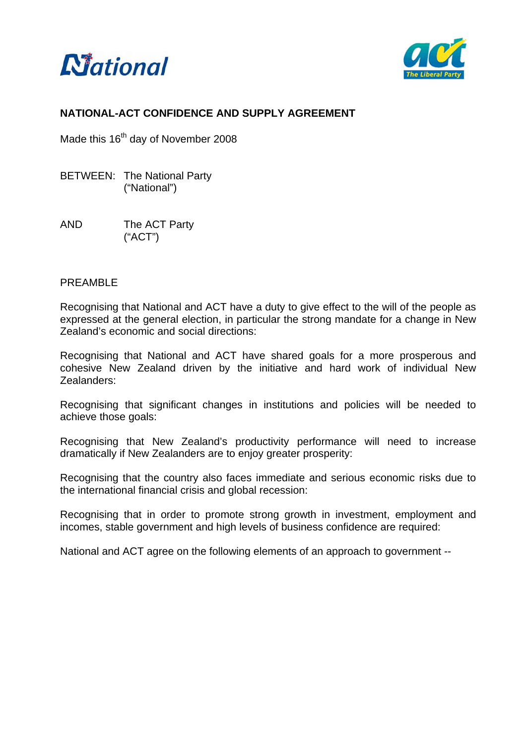# NATIONAL-ACT CONFIDENCE AND SUPPLY AGREEMENT

Made this 16th day of November 2008

BETWEEN: The National Party
("National")

AND The ACT Party
("ACT")

PREAMBLE

Recognising that National and ACT have a duty to give effect to the will of the people as expressed at the general election, in particular the strong mandate for a change in New Zealand's economic and social directions:

Recognising that National and ACT have shared goals for a more prosperous and cohesive New Zealand driven by the initiative and hard work of individual New Zealanders:

Recognising that significant changes in institutions and policies will be needed to achieve those goals:

Recognising that New Zealand's productivity performance will need to increase dramatically if New Zealanders are to enjoy greater prosperity:

Recognising that the country also faces immediate and serious economic risks due to the international financial crisis and global recession:

Recognising that in order to promote strong growth in investment, employment and incomes, stable government and high levels of business confidence are required:

National and ACT agree on the following elements of an approach to government --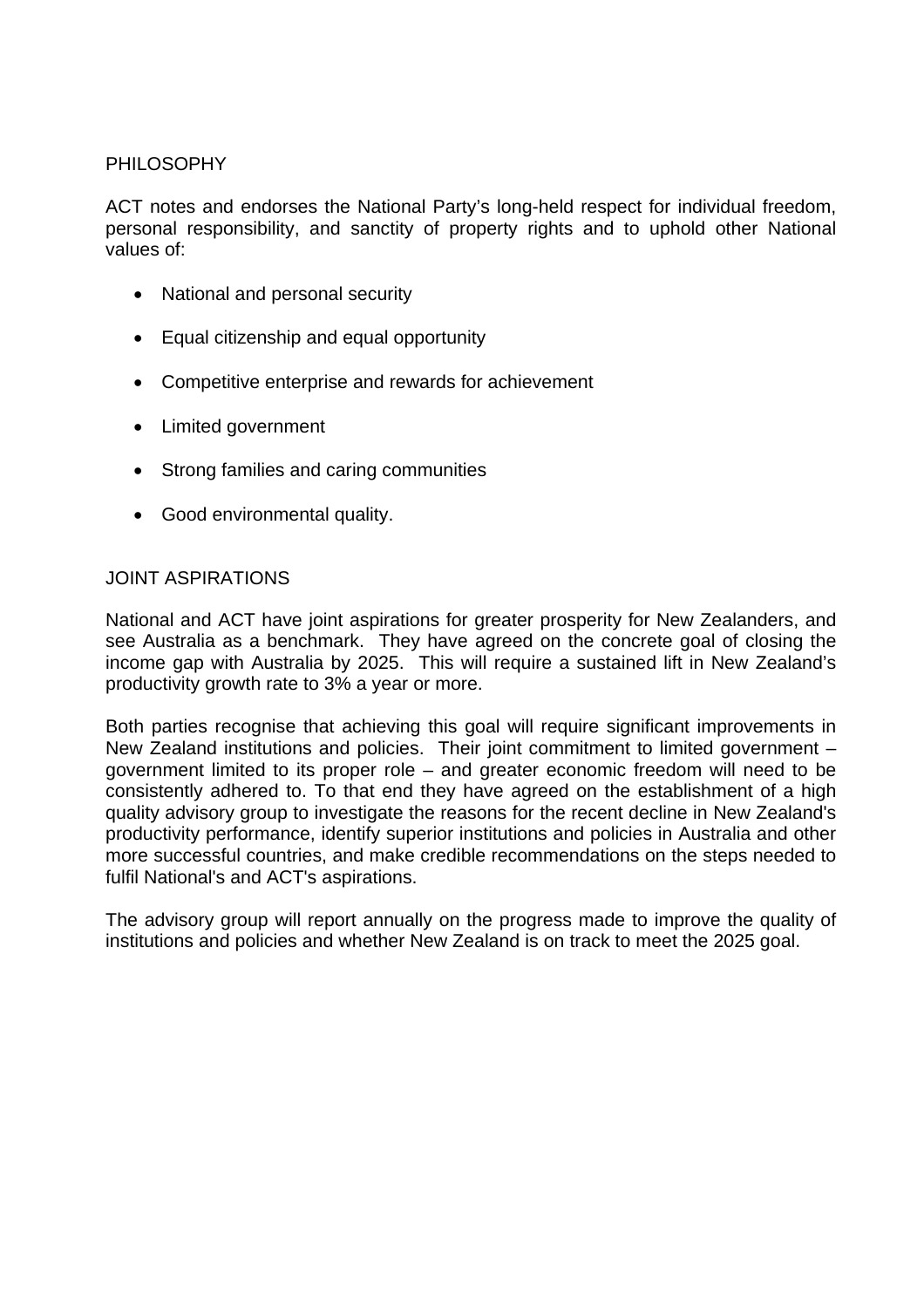## PHILOSOPHY

ACT notes and endorses the National Party's long-held respect for individual freedom, personal responsibility, and sanctity of property rights and to uphold other National values of:

- National and personal security
- Equal citizenship and equal opportunity
- Competitive enterprise and rewards for achievement
- Limited government
- Strong families and caring communities
- Good environmental quality.

## JOINT ASPIRATIONS

National and ACT have joint aspirations for greater prosperity for New Zealanders, and see Australia as a benchmark. They have agreed on the concrete goal of closing the income gap with Australia by 2025. This will require a sustained lift in New Zealand's productivity growth rate to 3% a year or more.

Both parties recognise that achieving this goal will require significant improvements in New Zealand institutions and policies. Their joint commitment to limited government – government limited to its proper role – and greater economic freedom will need to be consistently adhered to. To that end they have agreed on the establishment of a high quality advisory group to investigate the reasons for the recent decline in New Zealand's productivity performance, identify superior institutions and policies in Australia and other more successful countries, and make credible recommendations on the steps needed to fulfil National's and ACT's aspirations.

The advisory group will report annually on the progress made to improve the quality of institutions and policies and whether New Zealand is on track to meet the 2025 goal.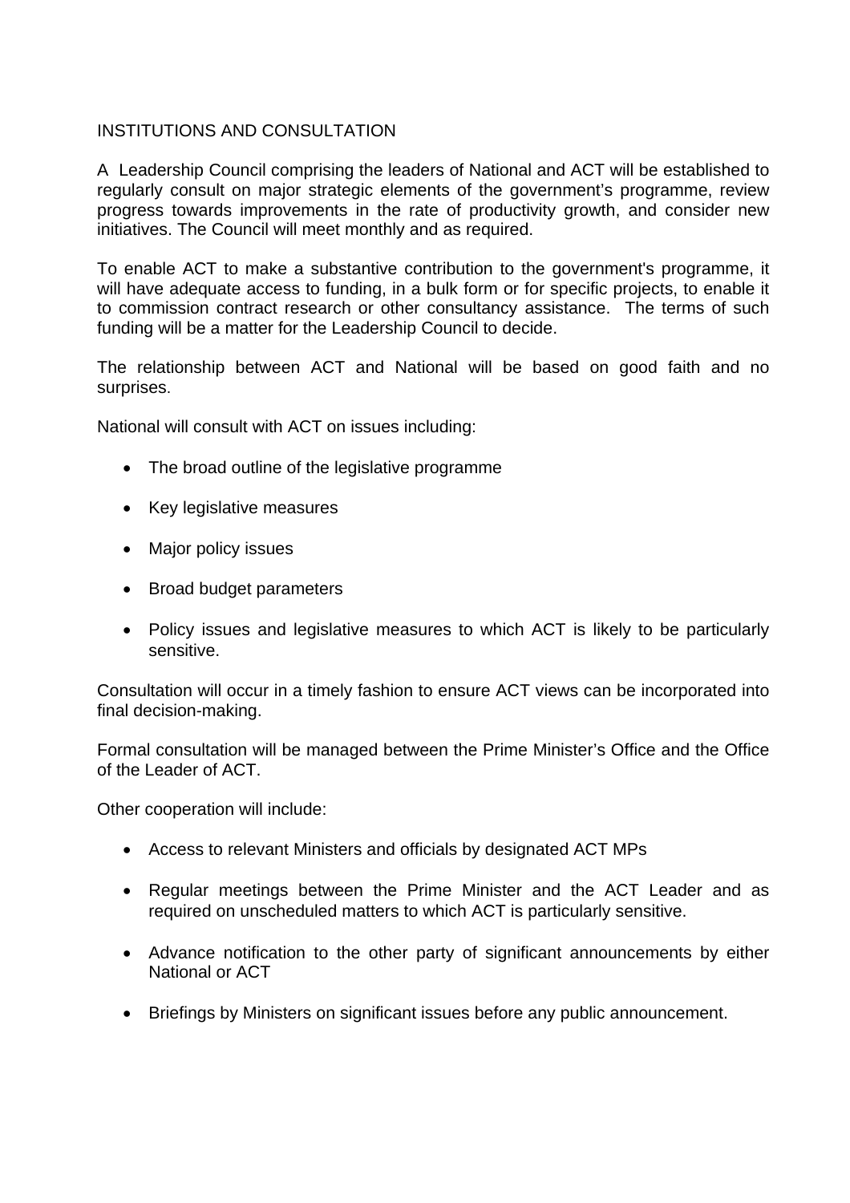## INSTITUTIONS AND CONSULTATION

A Leadership Council comprising the leaders of National and ACT will be established to regularly consult on major strategic elements of the government's programme, review progress towards improvements in the rate of productivity growth, and consider new initiatives. The Council will meet monthly and as required.

To enable ACT to make a substantive contribution to the government's programme, it will have adequate access to funding, in a bulk form or for specific projects, to enable it to commission contract research or other consultancy assistance. The terms of such funding will be a matter for the Leadership Council to decide.

The relationship between ACT and National will be based on good faith and no surprises.

National will consult with ACT on issues including:

- The broad outline of the legislative programme
- Key legislative measures
- Major policy issues
- Broad budget parameters
- Policy issues and legislative measures to which ACT is likely to be particularly sensitive.

Consultation will occur in a timely fashion to ensure ACT views can be incorporated into final decision-making.

Formal consultation will be managed between the Prime Minister's Office and the Office of the Leader of ACT.

Other cooperation will include:

- Access to relevant Ministers and officials by designated ACT MPs
- Regular meetings between the Prime Minister and the ACT Leader and as required on unscheduled matters to which ACT is particularly sensitive.
- Advance notification to the other party of significant announcements by either National or ACT
- Briefings by Ministers on significant issues before any public announcement.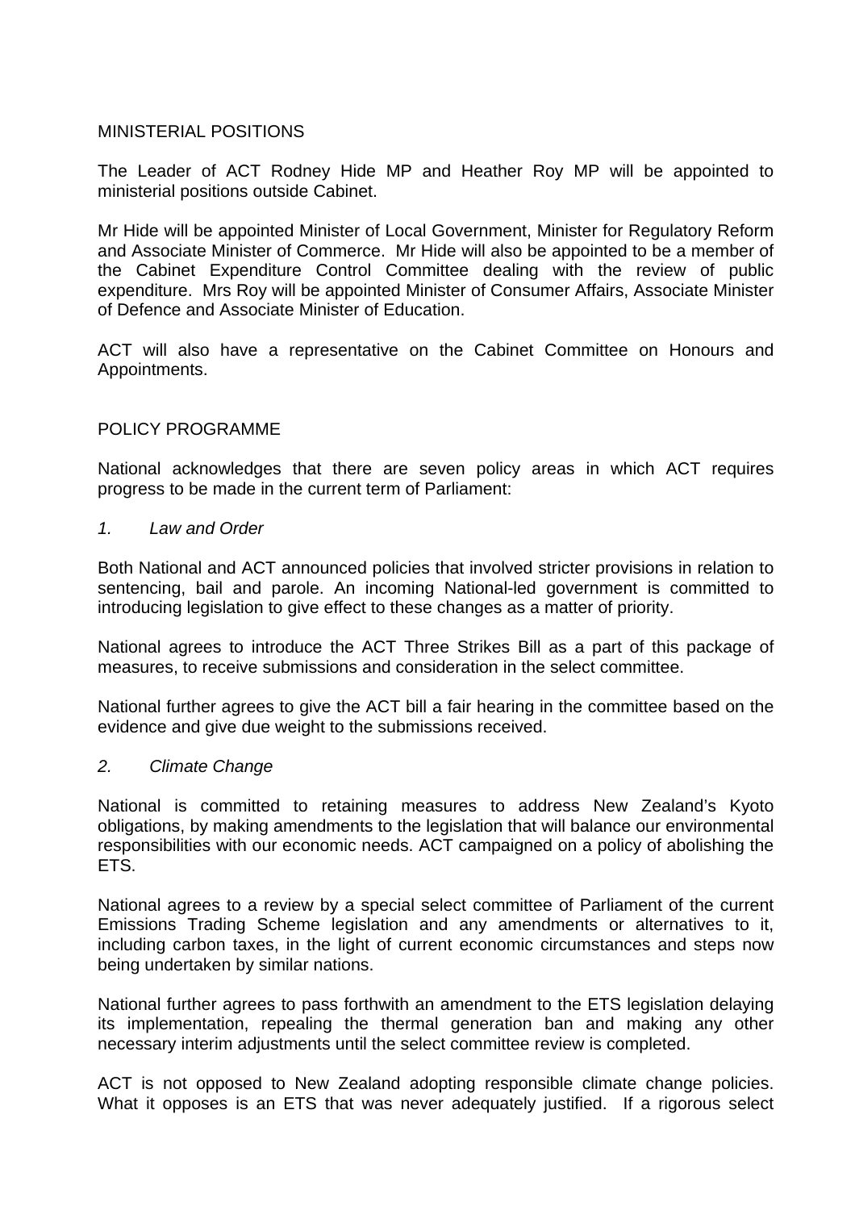## MINISTERIAL POSITIONS

The Leader of ACT Rodney Hide MP and Heather Roy MP will be appointed to ministerial positions outside Cabinet.

Mr Hide will be appointed Minister of Local Government, Minister for Regulatory Reform and Associate Minister of Commerce. Mr Hide will also be appointed to be a member of the Cabinet Expenditure Control Committee dealing with the review of public expenditure. Mrs Roy will be appointed Minister of Consumer Affairs, Associate Minister of Defence and Associate Minister of Education.

ACT will also have a representative on the Cabinet Committee on Honours and Appointments.

## POLICY PROGRAMME

National acknowledges that there are seven policy areas in which ACT requires progress to be made in the current term of Parliament:

### *1. Law and Order*

Both National and ACT announced policies that involved stricter provisions in relation to sentencing, bail and parole. An incoming National-led government is committed to introducing legislation to give effect to these changes as a matter of priority.

National agrees to introduce the ACT Three Strikes Bill as a part of this package of measures, to receive submissions and consideration in the select committee.

National further agrees to give the ACT bill a fair hearing in the committee based on the evidence and give due weight to the submissions received.

### *2. Climate Change*

National is committed to retaining measures to address New Zealand's Kyoto obligations, by making amendments to the legislation that will balance our environmental responsibilities with our economic needs. ACT campaigned on a policy of abolishing the ETS.

National agrees to a review by a special select committee of Parliament of the current Emissions Trading Scheme legislation and any amendments or alternatives to it, including carbon taxes, in the light of current economic circumstances and steps now being undertaken by similar nations.

National further agrees to pass forthwith an amendment to the ETS legislation delaying its implementation, repealing the thermal generation ban and making any other necessary interim adjustments until the select committee review is completed.

ACT is not opposed to New Zealand adopting responsible climate change policies. What it opposes is an ETS that was never adequately justified. If a rigorous select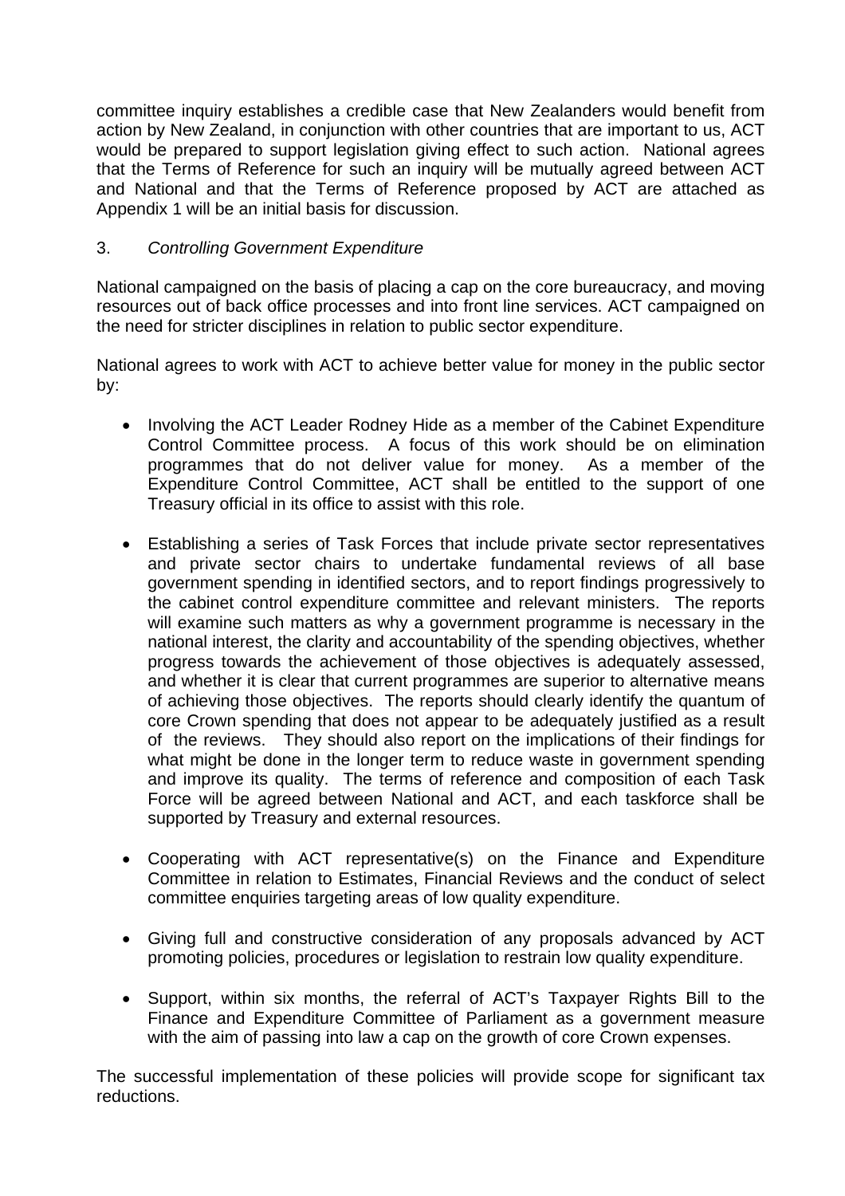committee inquiry establishes a credible case that New Zealanders would benefit from action by New Zealand, in conjunction with other countries that are important to us, ACT would be prepared to support legislation giving effect to such action. National agrees that the Terms of Reference for such an inquiry will be mutually agreed between ACT and National and that the Terms of Reference proposed by ACT are attached as Appendix 1 will be an initial basis for discussion.

3. *Controlling Government Expenditure*

National campaigned on the basis of placing a cap on the core bureaucracy, and moving resources out of back office processes and into front line services. ACT campaigned on the need for stricter disciplines in relation to public sector expenditure.

National agrees to work with ACT to achieve better value for money in the public sector by:

- Involving the ACT Leader Rodney Hide as a member of the Cabinet Expenditure Control Committee process. A focus of this work should be on elimination programmes that do not deliver value for money. As a member of the Expenditure Control Committee, ACT shall be entitled to the support of one Treasury official in its office to assist with this role.

- Establishing a series of Task Forces that include private sector representatives and private sector chairs to undertake fundamental reviews of all base government spending in identified sectors, and to report findings progressively to the cabinet control expenditure committee and relevant ministers. The reports will examine such matters as why a government programme is necessary in the national interest, the clarity and accountability of the spending objectives, whether progress towards the achievement of those objectives is adequately assessed, and whether it is clear that current programmes are superior to alternative means of achieving those objectives. The reports should clearly identify the quantum of core Crown spending that does not appear to be adequately justified as a result of the reviews. They should also report on the implications of their findings for what might be done in the longer term to reduce waste in government spending and improve its quality. The terms of reference and composition of each Task Force will be agreed between National and ACT, and each taskforce shall be supported by Treasury and external resources.

- Cooperating with ACT representative(s) on the Finance and Expenditure Committee in relation to Estimates, Financial Reviews and the conduct of select committee enquiries targeting areas of low quality expenditure.

- Giving full and constructive consideration of any proposals advanced by ACT promoting policies, procedures or legislation to restrain low quality expenditure.

- Support, within six months, the referral of ACT's Taxpayer Rights Bill to the Finance and Expenditure Committee of Parliament as a government measure with the aim of passing into law a cap on the growth of core Crown expenses.

The successful implementation of these policies will provide scope for significant tax reductions.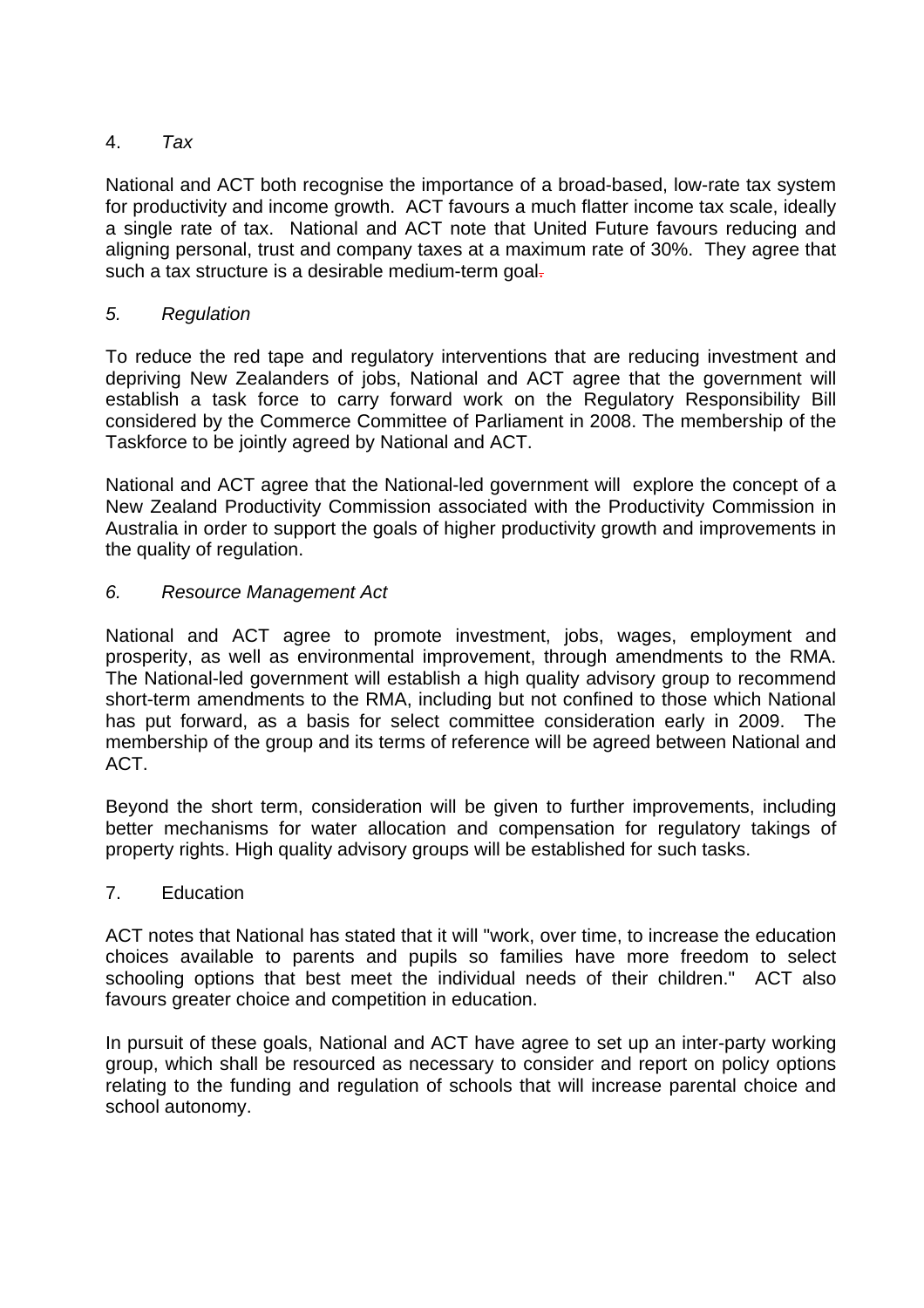## 4. *Tax*

National and ACT both recognise the importance of a broad-based, low-rate tax system for productivity and income growth. ACT favours a much flatter income tax scale, ideally a single rate of tax. National and ACT note that United Future favours reducing and aligning personal, trust and company taxes at a maximum rate of 30%. They agree that such a tax structure is a desirable medium-term goal.

## *5. Regulation*

To reduce the red tape and regulatory interventions that are reducing investment and depriving New Zealanders of jobs, National and ACT agree that the government will establish a task force to carry forward work on the Regulatory Responsibility Bill considered by the Commerce Committee of Parliament in 2008. The membership of the Taskforce to be jointly agreed by National and ACT.

National and ACT agree that the National-led government will explore the concept of a New Zealand Productivity Commission associated with the Productivity Commission in Australia in order to support the goals of higher productivity growth and improvements in the quality of regulation.

## *6. Resource Management Act*

National and ACT agree to promote investment, jobs, wages, employment and prosperity, as well as environmental improvement, through amendments to the RMA. The National-led government will establish a high quality advisory group to recommend short-term amendments to the RMA, including but not confined to those which National has put forward, as a basis for select committee consideration early in 2009. The membership of the group and its terms of reference will be agreed between National and ACT.

Beyond the short term, consideration will be given to further improvements, including better mechanisms for water allocation and compensation for regulatory takings of property rights. High quality advisory groups will be established for such tasks.

## 7. Education

ACT notes that National has stated that it will "work, over time, to increase the education choices available to parents and pupils so families have more freedom to select schooling options that best meet the individual needs of their children." ACT also favours greater choice and competition in education.

In pursuit of these goals, National and ACT have agree to set up an inter-party working group, which shall be resourced as necessary to consider and report on policy options relating to the funding and regulation of schools that will increase parental choice and school autonomy.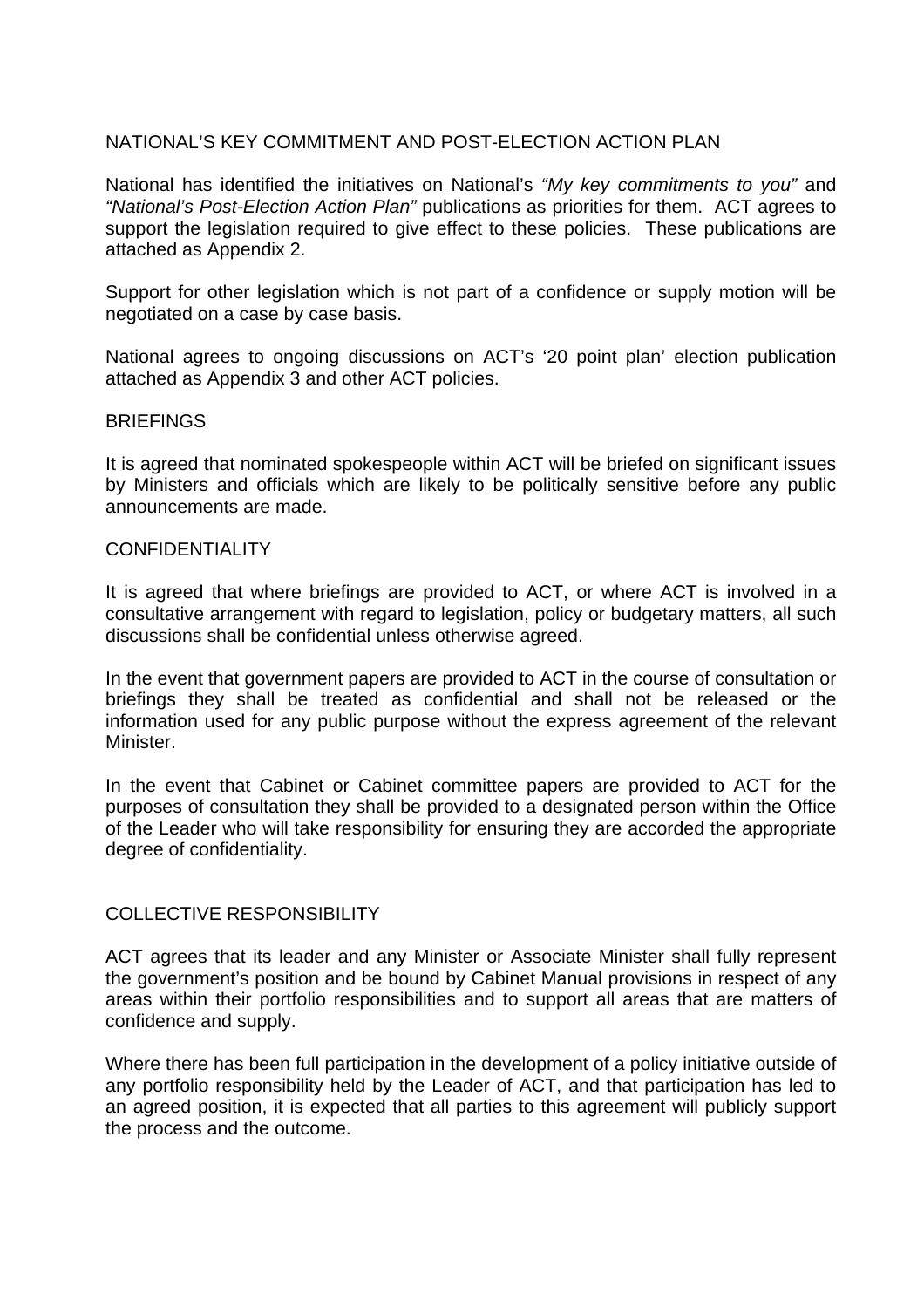## NATIONAL'S KEY COMMITMENT AND POST-ELECTION ACTION PLAN

National has identified the initiatives on National's *"My key commitments to you"* and *"National's Post-Election Action Plan"* publications as priorities for them. ACT agrees to support the legislation required to give effect to these policies. These publications are attached as Appendix 2.

Support for other legislation which is not part of a confidence or supply motion will be negotiated on a case by case basis.

National agrees to ongoing discussions on ACT's '20 point plan' election publication attached as Appendix 3 and other ACT policies.

## BRIEFINGS

It is agreed that nominated spokespeople within ACT will be briefed on significant issues by Ministers and officials which are likely to be politically sensitive before any public announcements are made.

## CONFIDENTIALITY

It is agreed that where briefings are provided to ACT, or where ACT is involved in a consultative arrangement with regard to legislation, policy or budgetary matters, all such discussions shall be confidential unless otherwise agreed.

In the event that government papers are provided to ACT in the course of consultation or briefings they shall be treated as confidential and shall not be released or the information used for any public purpose without the express agreement of the relevant Minister.

In the event that Cabinet or Cabinet committee papers are provided to ACT for the purposes of consultation they shall be provided to a designated person within the Office of the Leader who will take responsibility for ensuring they are accorded the appropriate degree of confidentiality.

## COLLECTIVE RESPONSIBILITY

ACT agrees that its leader and any Minister or Associate Minister shall fully represent the government's position and be bound by Cabinet Manual provisions in respect of any areas within their portfolio responsibilities and to support all areas that are matters of confidence and supply.

Where there has been full participation in the development of a policy initiative outside of any portfolio responsibility held by the Leader of ACT, and that participation has led to an agreed position, it is expected that all parties to this agreement will publicly support the process and the outcome.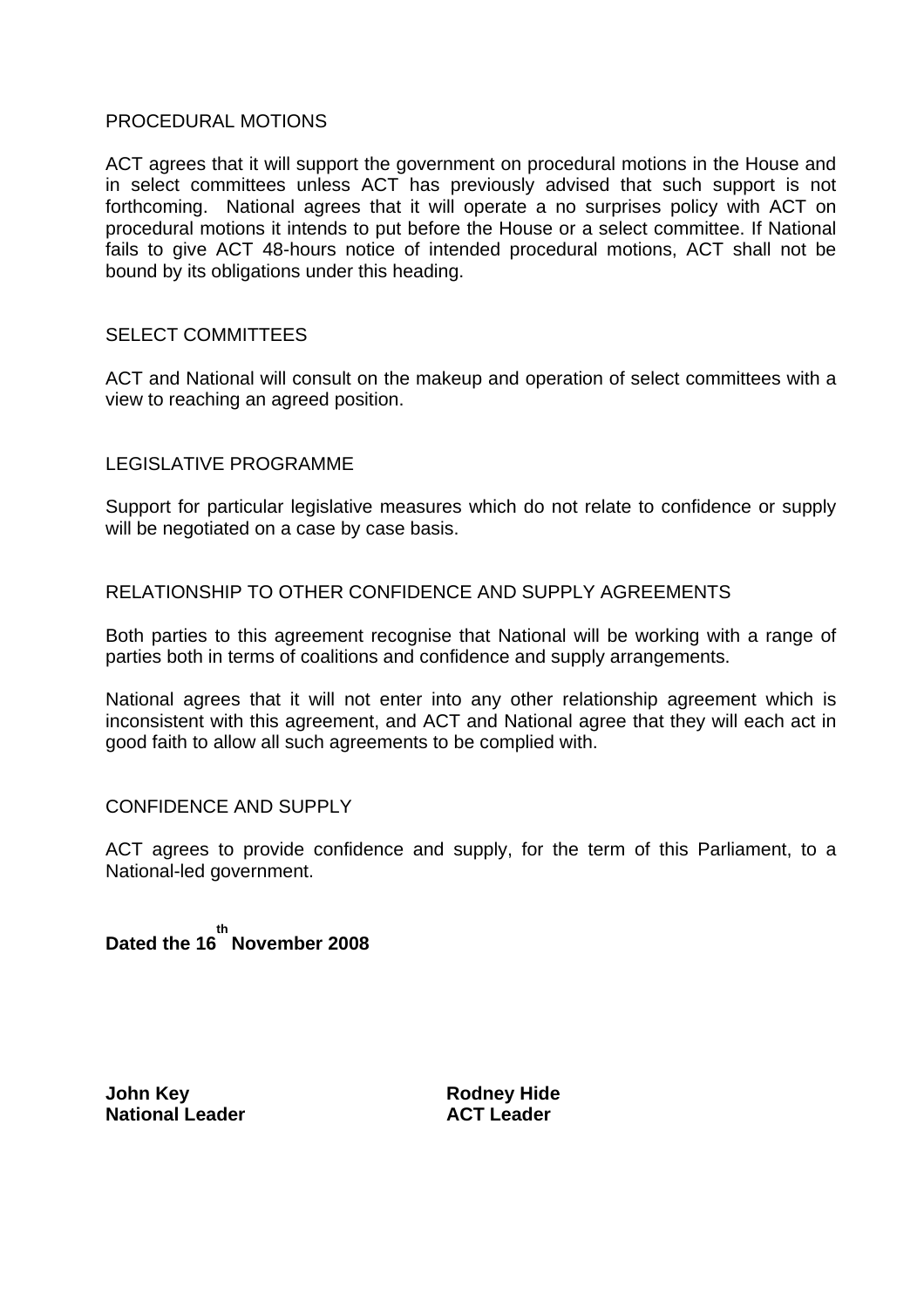## PROCEDURAL MOTIONS

ACT agrees that it will support the government on procedural motions in the House and in select committees unless ACT has previously advised that such support is not forthcoming. National agrees that it will operate a no surprises policy with ACT on procedural motions it intends to put before the House or a select committee. If National fails to give ACT 48-hours notice of intended procedural motions, ACT shall not be bound by its obligations under this heading.

## SELECT COMMITTEES

ACT and National will consult on the makeup and operation of select committees with a view to reaching an agreed position.

## LEGISLATIVE PROGRAMME

Support for particular legislative measures which do not relate to confidence or supply will be negotiated on a case by case basis.

## RELATIONSHIP TO OTHER CONFIDENCE AND SUPPLY AGREEMENTS

Both parties to this agreement recognise that National will be working with a range of parties both in terms of coalitions and confidence and supply arrangements.

National agrees that it will not enter into any other relationship agreement which is inconsistent with this agreement, and ACT and National agree that they will each act in good faith to allow all such agreements to be complied with.

## CONFIDENCE AND SUPPLY

ACT agrees to provide confidence and supply, for the term of this Parliament, to a National-led government.

**Dated the 16th November 2008**

**John Key**
**National Leader**

**Rodney Hide**
**ACT Leader**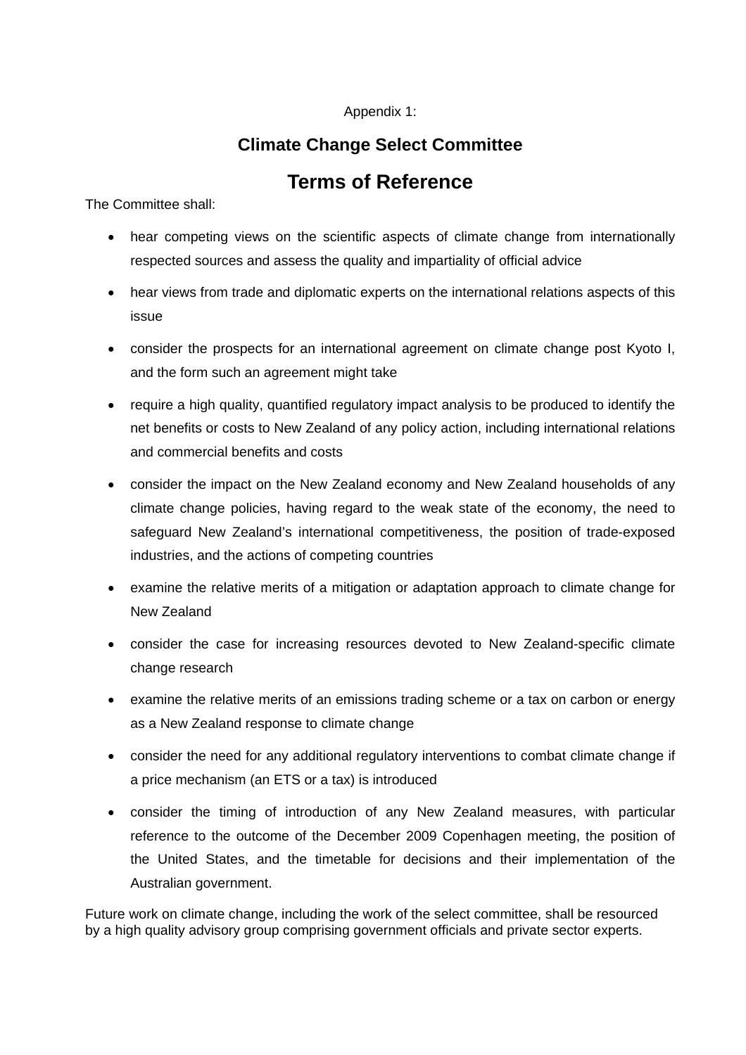Appendix 1:

## Climate Change Select Committee

# Terms of Reference

The Committee shall:

- hear competing views on the scientific aspects of climate change from internationally respected sources and assess the quality and impartiality of official advice
- hear views from trade and diplomatic experts on the international relations aspects of this issue
- consider the prospects for an international agreement on climate change post Kyoto I, and the form such an agreement might take
- require a high quality, quantified regulatory impact analysis to be produced to identify the net benefits or costs to New Zealand of any policy action, including international relations and commercial benefits and costs
- consider the impact on the New Zealand economy and New Zealand households of any climate change policies, having regard to the weak state of the economy, the need to safeguard New Zealand's international competitiveness, the position of trade-exposed industries, and the actions of competing countries
- examine the relative merits of a mitigation or adaptation approach to climate change for New Zealand
- consider the case for increasing resources devoted to New Zealand-specific climate change research
- examine the relative merits of an emissions trading scheme or a tax on carbon or energy as a New Zealand response to climate change
- consider the need for any additional regulatory interventions to combat climate change if a price mechanism (an ETS or a tax) is introduced
- consider the timing of introduction of any New Zealand measures, with particular reference to the outcome of the December 2009 Copenhagen meeting, the position of the United States, and the timetable for decisions and their implementation of the Australian government.

Future work on climate change, including the work of the select committee, shall be resourced by a high quality advisory group comprising government officials and private sector experts.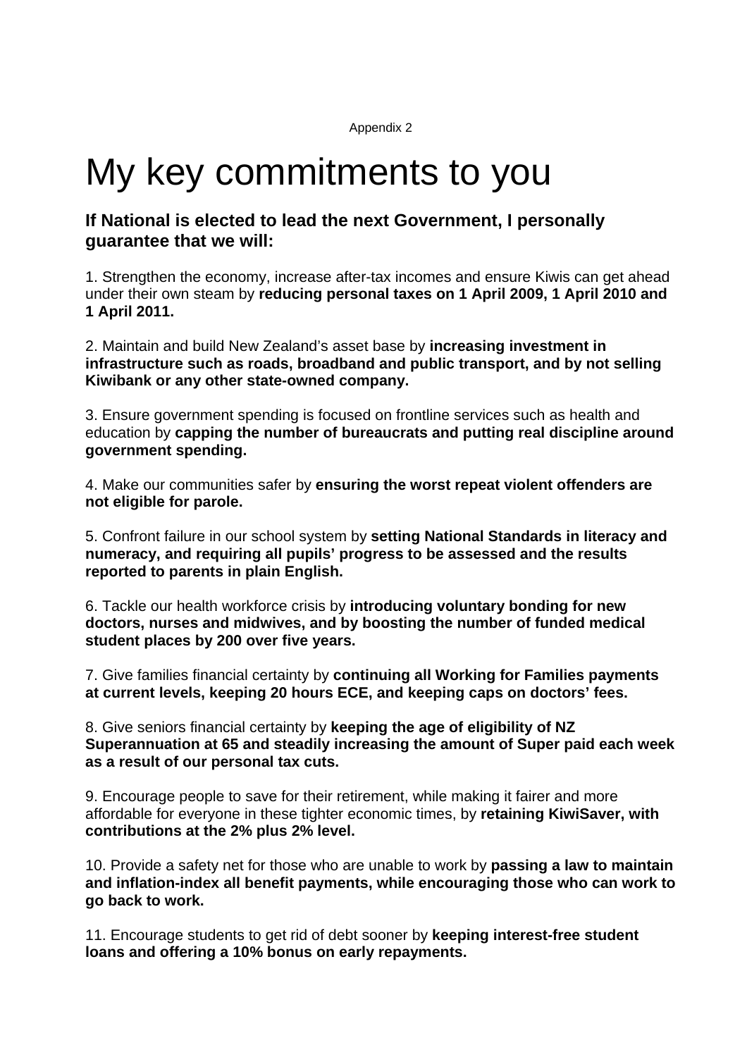Appendix 2

# My key commitments to you

### If National is elected to lead the next Government, I personally guarantee that we will:

1. Strengthen the economy, increase after-tax incomes and ensure Kiwis can get ahead under their own steam by **reducing personal taxes on 1 April 2009, 1 April 2010 and 1 April 2011.**

2. Maintain and build New Zealand's asset base by **increasing investment in infrastructure such as roads, broadband and public transport, and by not selling Kiwibank or any other state-owned company.**

3. Ensure government spending is focused on frontline services such as health and education by **capping the number of bureaucrats and putting real discipline around government spending.**

4. Make our communities safer by **ensuring the worst repeat violent offenders are not eligible for parole.**

5. Confront failure in our school system by **setting National Standards in literacy and numeracy, and requiring all pupils' progress to be assessed and the results reported to parents in plain English.**

6. Tackle our health workforce crisis by **introducing voluntary bonding for new doctors, nurses and midwives, and by boosting the number of funded medical student places by 200 over five years.**

7. Give families financial certainty by **continuing all Working for Families payments at current levels, keeping 20 hours ECE, and keeping caps on doctors' fees.**

8. Give seniors financial certainty by **keeping the age of eligibility of NZ Superannuation at 65 and steadily increasing the amount of Super paid each week as a result of our personal tax cuts.**

9. Encourage people to save for their retirement, while making it fairer and more affordable for everyone in these tighter economic times, by **retaining KiwiSaver, with contributions at the 2% plus 2% level.**

10. Provide a safety net for those who are unable to work by **passing a law to maintain and inflation-index all benefit payments, while encouraging those who can work to go back to work.**

11. Encourage students to get rid of debt sooner by **keeping interest-free student loans and offering a 10% bonus on early repayments.**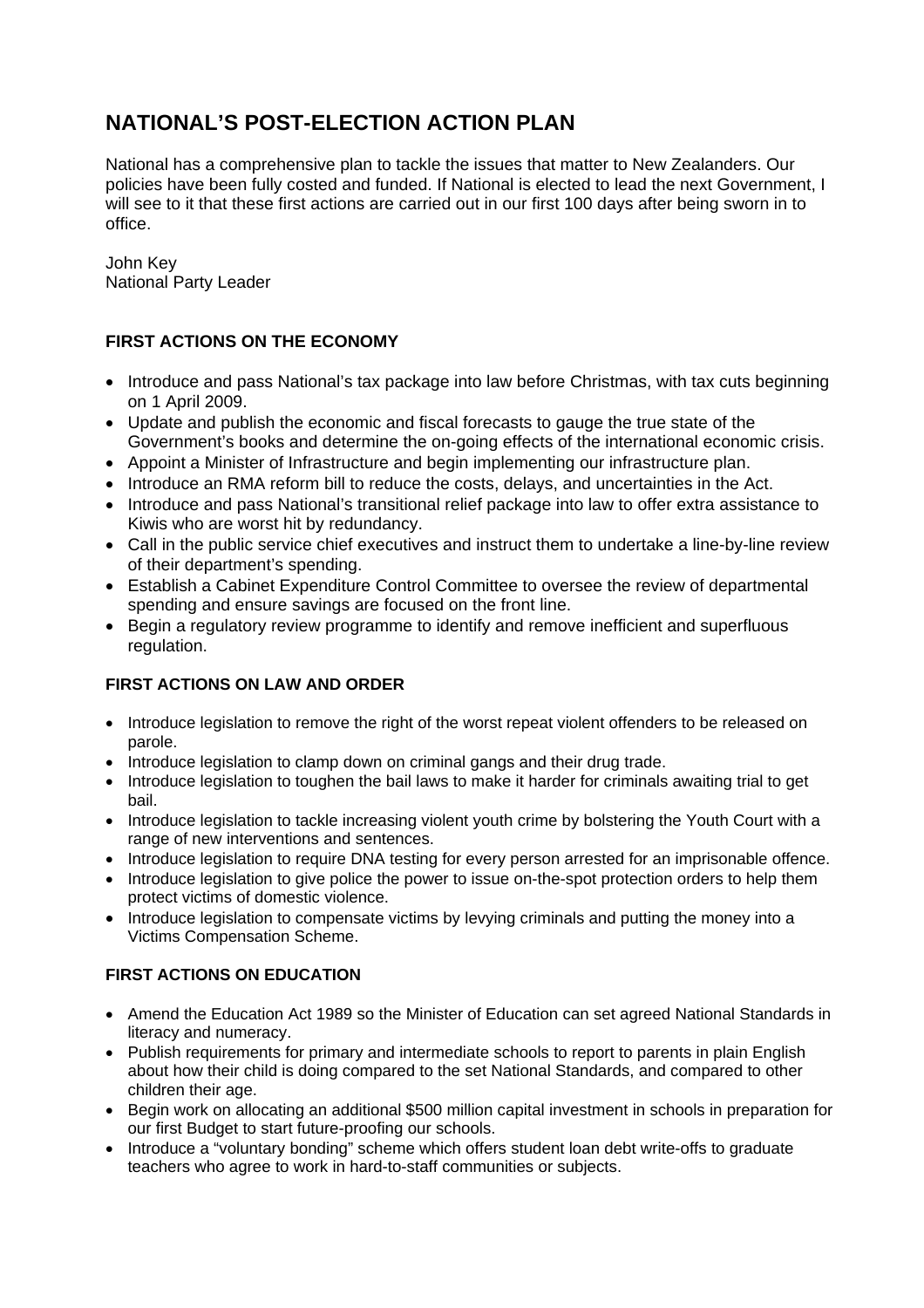# NATIONAL'S POST-ELECTION ACTION PLAN

National has a comprehensive plan to tackle the issues that matter to New Zealanders. Our policies have been fully costed and funded. If National is elected to lead the next Government, I will see to it that these first actions are carried out in our first 100 days after being sworn in to office.

John Key
National Party Leader

## FIRST ACTIONS ON THE ECONOMY

- Introduce and pass National's tax package into law before Christmas, with tax cuts beginning on 1 April 2009.
- Update and publish the economic and fiscal forecasts to gauge the true state of the Government's books and determine the on-going effects of the international economic crisis.
- Appoint a Minister of Infrastructure and begin implementing our infrastructure plan.
- Introduce an RMA reform bill to reduce the costs, delays, and uncertainties in the Act.
- Introduce and pass National's transitional relief package into law to offer extra assistance to Kiwis who are worst hit by redundancy.
- Call in the public service chief executives and instruct them to undertake a line-by-line review of their department's spending.
- Establish a Cabinet Expenditure Control Committee to oversee the review of departmental spending and ensure savings are focused on the front line.
- Begin a regulatory review programme to identify and remove inefficient and superfluous regulation.

## FIRST ACTIONS ON LAW AND ORDER

- Introduce legislation to remove the right of the worst repeat violent offenders to be released on parole.
- Introduce legislation to clamp down on criminal gangs and their drug trade.
- Introduce legislation to toughen the bail laws to make it harder for criminals awaiting trial to get bail.
- Introduce legislation to tackle increasing violent youth crime by bolstering the Youth Court with a range of new interventions and sentences.
- Introduce legislation to require DNA testing for every person arrested for an imprisonable offence.
- Introduce legislation to give police the power to issue on-the-spot protection orders to help them protect victims of domestic violence.
- Introduce legislation to compensate victims by levying criminals and putting the money into a Victims Compensation Scheme.

## FIRST ACTIONS ON EDUCATION

- Amend the Education Act 1989 so the Minister of Education can set agreed National Standards in literacy and numeracy.
- Publish requirements for primary and intermediate schools to report to parents in plain English about how their child is doing compared to the set National Standards, and compared to other children their age.
- Begin work on allocating an additional $500 million capital investment in schools in preparation for our first Budget to start future-proofing our schools.
- Introduce a "voluntary bonding" scheme which offers student loan debt write-offs to graduate teachers who agree to work in hard-to-staff communities or subjects.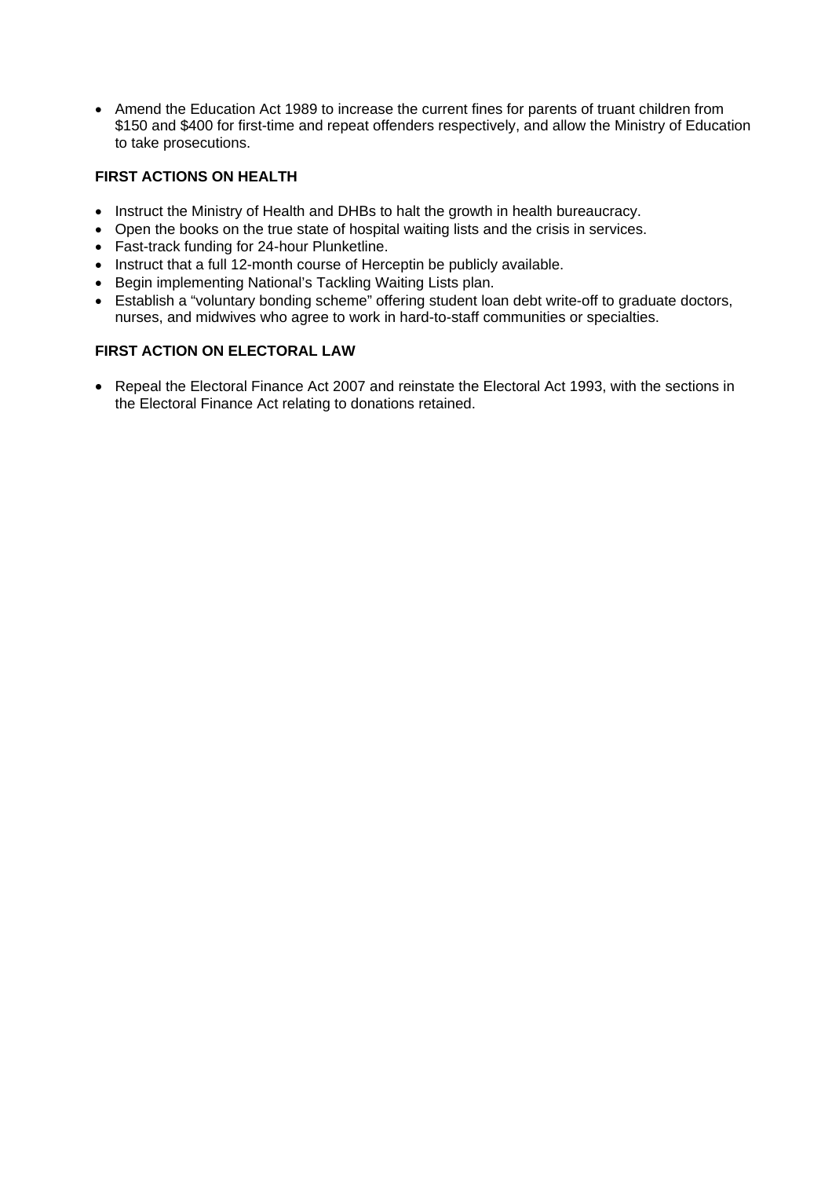- Amend the Education Act 1989 to increase the current fines for parents of truant children from $150 and $400 for first-time and repeat offenders respectively, and allow the Ministry of Education to take prosecutions.

## FIRST ACTIONS ON HEALTH

- Instruct the Ministry of Health and DHBs to halt the growth in health bureaucracy.
- Open the books on the true state of hospital waiting lists and the crisis in services.
- Fast-track funding for 24-hour Plunketline.
- Instruct that a full 12-month course of Herceptin be publicly available.
- Begin implementing National's Tackling Waiting Lists plan.
- Establish a "voluntary bonding scheme" offering student loan debt write-off to graduate doctors, nurses, and midwives who agree to work in hard-to-staff communities or specialties.

## FIRST ACTION ON ELECTORAL LAW

- Repeal the Electoral Finance Act 2007 and reinstate the Electoral Act 1993, with the sections in the Electoral Finance Act relating to donations retained.